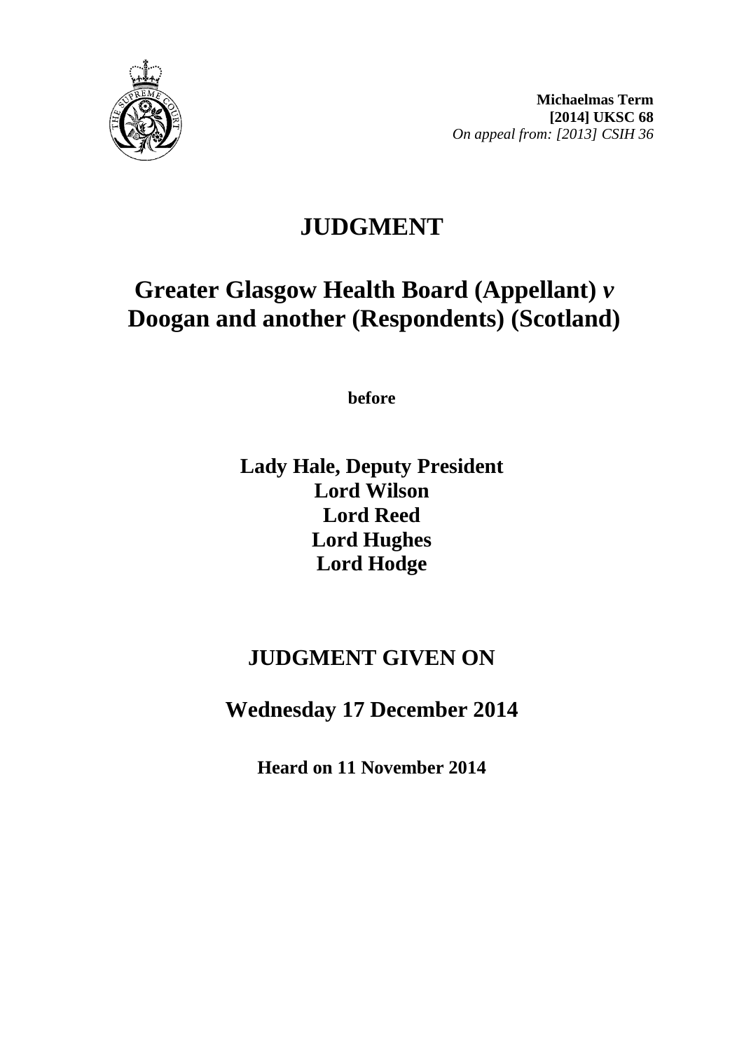**Michaelmas Term**
**[2014] UKSC 68**
*On appeal from: [2013] CSIH 36*

# JUDGMENT

## Greater Glasgow Health Board (Appellant) *v* Doogan and another (Respondents) (Scotland)

**before**

**Lady Hale, Deputy President**
**Lord Wilson**
**Lord Reed**
**Lord Hughes**
**Lord Hodge**

## JUDGMENT GIVEN ON

## Wednesday 17 December 2014

**Heard on 11 November 2014**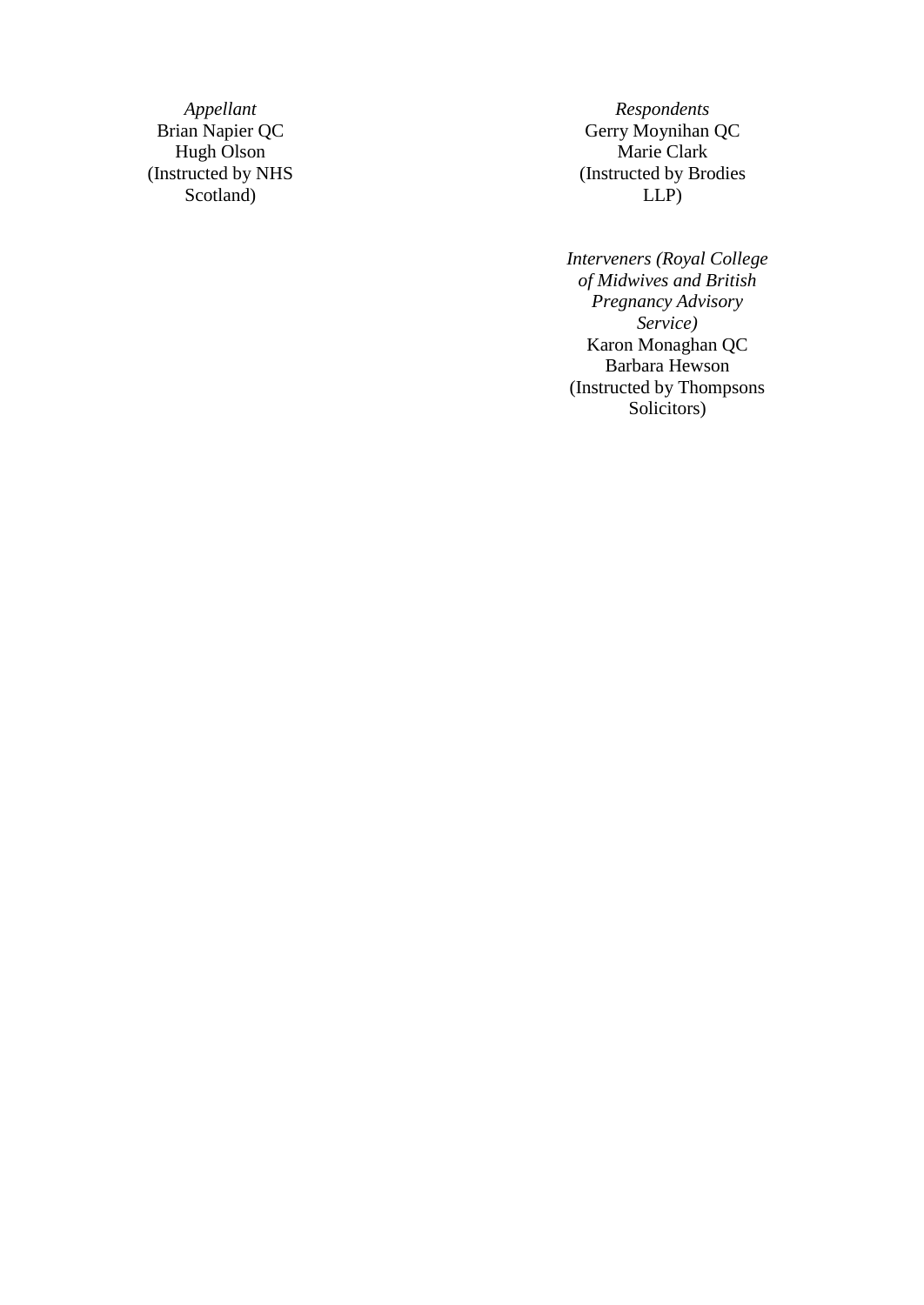| *Appellant* | *Respondents* |
|---|---|
| Brian Napier QC | Gerry Moynihan QC |
| Hugh Olson | Marie Clark |
| (Instructed by NHS Scotland) | (Instructed by Brodies LLP) |

*Interveners (Royal College of Midwives and British Pregnancy Advisory Service)*
Karon Monaghan QC
Barbara Hewson
(Instructed by Thompsons Solicitors)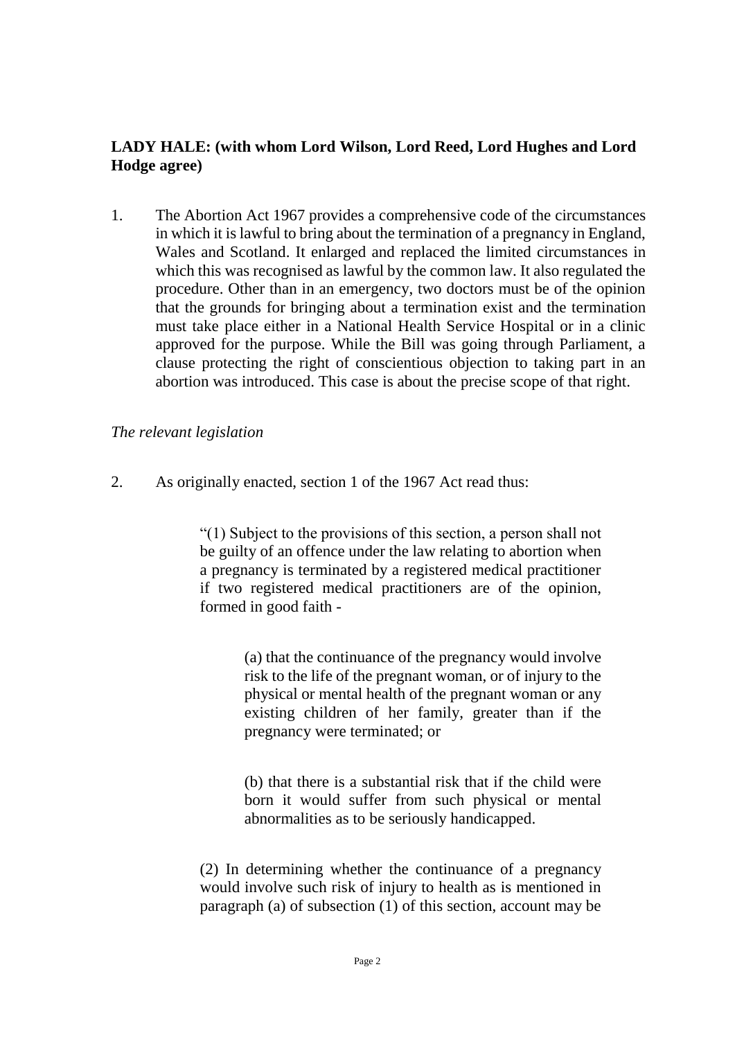**LADY HALE: (with whom Lord Wilson, Lord Reed, Lord Hughes and Lord Hodge agree)**

1. The Abortion Act 1967 provides a comprehensive code of the circumstances in which it is lawful to bring about the termination of a pregnancy in England, Wales and Scotland. It enlarged and replaced the limited circumstances in which this was recognised as lawful by the common law. It also regulated the procedure. Other than in an emergency, two doctors must be of the opinion that the grounds for bringing about a termination exist and the termination must take place either in a National Health Service Hospital or in a clinic approved for the purpose. While the Bill was going through Parliament, a clause protecting the right of conscientious objection to taking part in an abortion was introduced. This case is about the precise scope of that right.

*The relevant legislation*

2. As originally enacted, section 1 of the 1967 Act read thus:

> "(1) Subject to the provisions of this section, a person shall not be guilty of an offence under the law relating to abortion when a pregnancy is terminated by a registered medical practitioner if two registered medical practitioners are of the opinion, formed in good faith -
>
> > (a) that the continuance of the pregnancy would involve risk to the life of the pregnant woman, or of injury to the physical or mental health of the pregnant woman or any existing children of her family, greater than if the pregnancy were terminated; or
> >
> > (b) that there is a substantial risk that if the child were born it would suffer from such physical or mental abnormalities as to be seriously handicapped.
>
> (2) In determining whether the continuance of a pregnancy would involve such risk of injury to health as is mentioned in paragraph (a) of subsection (1) of this section, account may be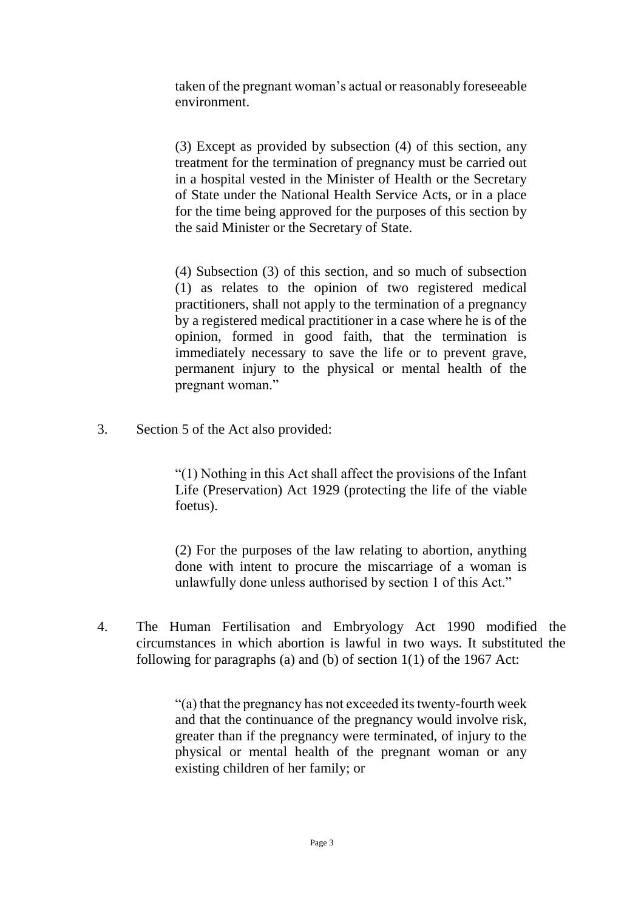taken of the pregnant woman's actual or reasonably foreseeable environment.

> (3) Except as provided by subsection (4) of this section, any treatment for the termination of pregnancy must be carried out in a hospital vested in the Minister of Health or the Secretary of State under the National Health Service Acts, or in a place for the time being approved for the purposes of this section by the said Minister or the Secretary of State.
>
> (4) Subsection (3) of this section, and so much of subsection (1) as relates to the opinion of two registered medical practitioners, shall not apply to the termination of a pregnancy by a registered medical practitioner in a case where he is of the opinion, formed in good faith, that the termination is immediately necessary to save the life or to prevent grave, permanent injury to the physical or mental health of the pregnant woman."

3. Section 5 of the Act also provided:

> "(1) Nothing in this Act shall affect the provisions of the Infant Life (Preservation) Act 1929 (protecting the life of the viable foetus).
>
> (2) For the purposes of the law relating to abortion, anything done with intent to procure the miscarriage of a woman is unlawfully done unless authorised by section 1 of this Act."

4. The Human Fertilisation and Embryology Act 1990 modified the circumstances in which abortion is lawful in two ways. It substituted the following for paragraphs (a) and (b) of section 1(1) of the 1967 Act:

> "(a) that the pregnancy has not exceeded its twenty-fourth week and that the continuance of the pregnancy would involve risk, greater than if the pregnancy were terminated, of injury to the physical or mental health of the pregnant woman or any existing children of her family; or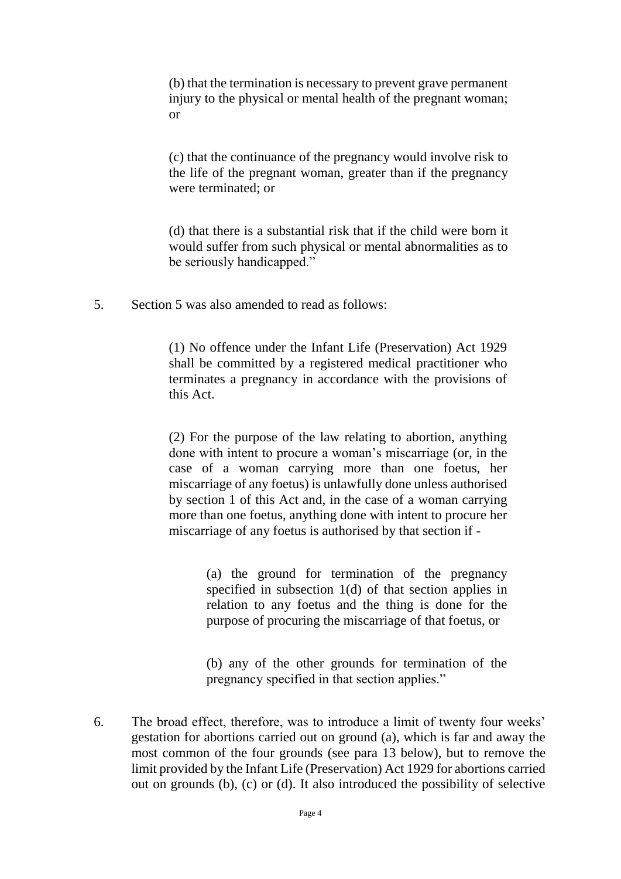> (b) that the termination is necessary to prevent grave permanent injury to the physical or mental health of the pregnant woman; or
>
> (c) that the continuance of the pregnancy would involve risk to the life of the pregnant woman, greater than if the pregnancy were terminated; or
>
> (d) that there is a substantial risk that if the child were born it would suffer from such physical or mental abnormalities as to be seriously handicapped."

5. Section 5 was also amended to read as follows:

> (1) No offence under the Infant Life (Preservation) Act 1929 shall be committed by a registered medical practitioner who terminates a pregnancy in accordance with the provisions of this Act.
>
> (2) For the purpose of the law relating to abortion, anything done with intent to procure a woman's miscarriage (or, in the case of a woman carrying more than one foetus, her miscarriage of any foetus) is unlawfully done unless authorised by section 1 of this Act and, in the case of a woman carrying more than one foetus, anything done with intent to procure her miscarriage of any foetus is authorised by that section if -
>
> > (a) the ground for termination of the pregnancy specified in subsection 1(d) of that section applies in relation to any foetus and the thing is done for the purpose of procuring the miscarriage of that foetus, or
> >
> > (b) any of the other grounds for termination of the pregnancy specified in that section applies."

6. The broad effect, therefore, was to introduce a limit of twenty four weeks' gestation for abortions carried out on ground (a), which is far and away the most common of the four grounds (see para 13 below), but to remove the limit provided by the Infant Life (Preservation) Act 1929 for abortions carried out on grounds (b), (c) or (d). It also introduced the possibility of selective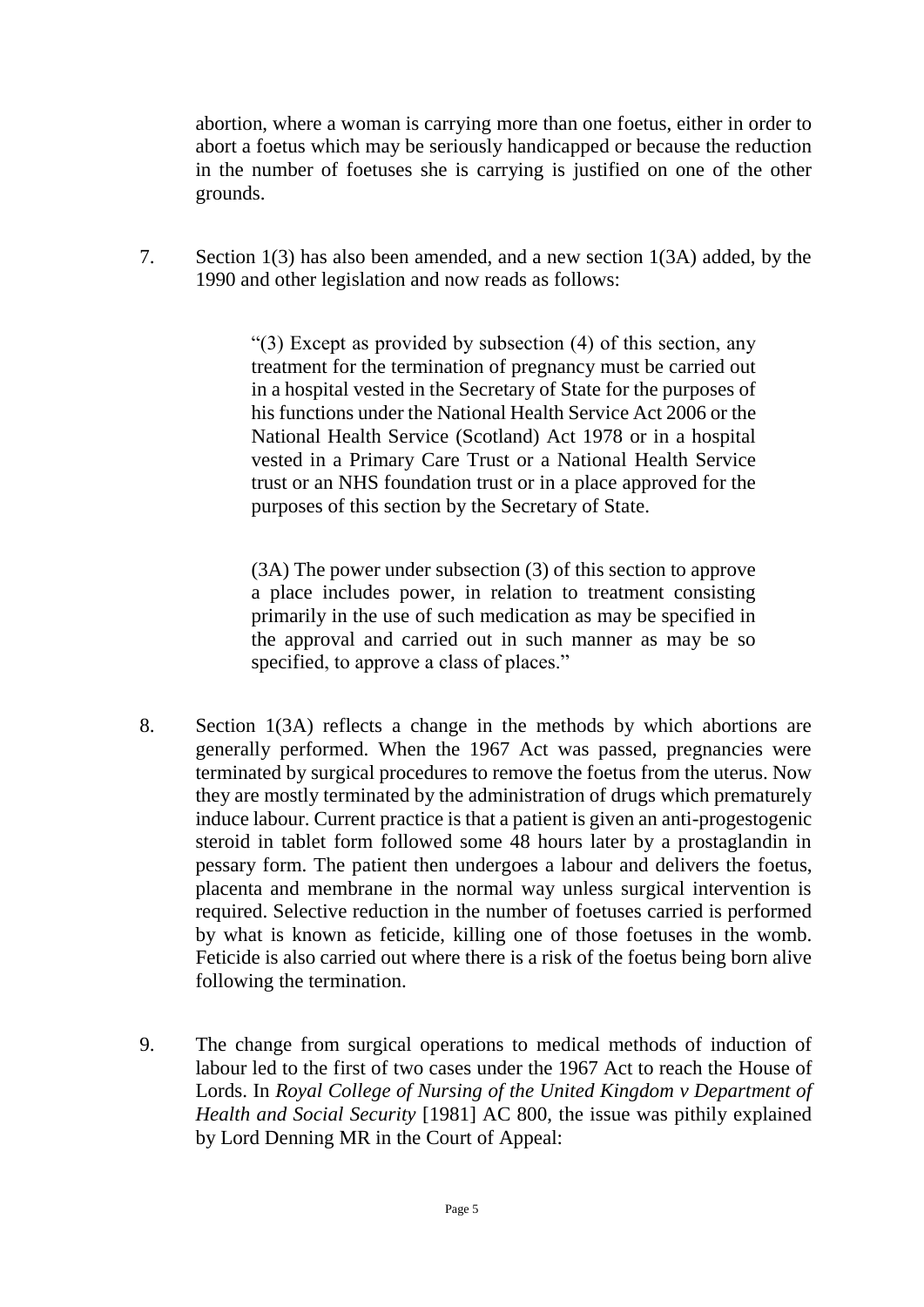abortion, where a woman is carrying more than one foetus, either in order to abort a foetus which may be seriously handicapped or because the reduction in the number of foetuses she is carrying is justified on one of the other grounds.

7. Section 1(3) has also been amended, and a new section 1(3A) added, by the 1990 and other legislation and now reads as follows:

> "(3) Except as provided by subsection (4) of this section, any treatment for the termination of pregnancy must be carried out in a hospital vested in the Secretary of State for the purposes of his functions under the National Health Service Act 2006 or the National Health Service (Scotland) Act 1978 or in a hospital vested in a Primary Care Trust or a National Health Service trust or an NHS foundation trust or in a place approved for the purposes of this section by the Secretary of State.
>
> (3A) The power under subsection (3) of this section to approve a place includes power, in relation to treatment consisting primarily in the use of such medication as may be specified in the approval and carried out in such manner as may be so specified, to approve a class of places."

8. Section 1(3A) reflects a change in the methods by which abortions are generally performed. When the 1967 Act was passed, pregnancies were terminated by surgical procedures to remove the foetus from the uterus. Now they are mostly terminated by the administration of drugs which prematurely induce labour. Current practice is that a patient is given an anti-progestogenic steroid in tablet form followed some 48 hours later by a prostaglandin in pessary form. The patient then undergoes a labour and delivers the foetus, placenta and membrane in the normal way unless surgical intervention is required. Selective reduction in the number of foetuses carried is performed by what is known as feticide, killing one of those foetuses in the womb. Feticide is also carried out where there is a risk of the foetus being born alive following the termination.

9. The change from surgical operations to medical methods of induction of labour led to the first of two cases under the 1967 Act to reach the House of Lords. In *Royal College of Nursing of the United Kingdom v Department of Health and Social Security* [1981] AC 800, the issue was pithily explained by Lord Denning MR in the Court of Appeal: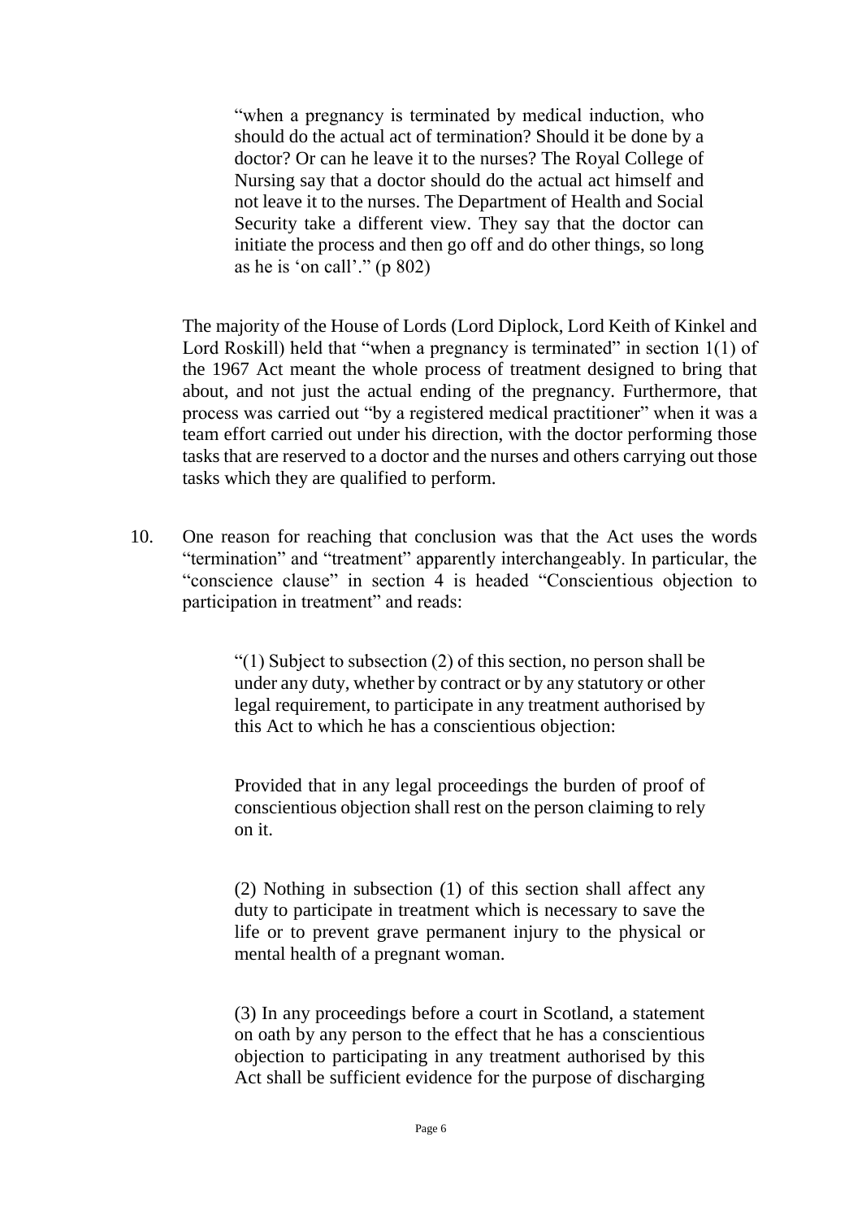> "when a pregnancy is terminated by medical induction, who should do the actual act of termination? Should it be done by a doctor? Or can he leave it to the nurses? The Royal College of Nursing say that a doctor should do the actual act himself and not leave it to the nurses. The Department of Health and Social Security take a different view. They say that the doctor can initiate the process and then go off and do other things, so long as he is 'on call'." (p 802)

The majority of the House of Lords (Lord Diplock, Lord Keith of Kinkel and Lord Roskill) held that "when a pregnancy is terminated" in section 1(1) of the 1967 Act meant the whole process of treatment designed to bring that about, and not just the actual ending of the pregnancy. Furthermore, that process was carried out "by a registered medical practitioner" when it was a team effort carried out under his direction, with the doctor performing those tasks that are reserved to a doctor and the nurses and others carrying out those tasks which they are qualified to perform.

10. One reason for reaching that conclusion was that the Act uses the words "termination" and "treatment" apparently interchangeably. In particular, the "conscience clause" in section 4 is headed "Conscientious objection to participation in treatment" and reads:

> "(1) Subject to subsection (2) of this section, no person shall be under any duty, whether by contract or by any statutory or other legal requirement, to participate in any treatment authorised by this Act to which he has a conscientious objection:
>
> Provided that in any legal proceedings the burden of proof of conscientious objection shall rest on the person claiming to rely on it.
>
> (2) Nothing in subsection (1) of this section shall affect any duty to participate in treatment which is necessary to save the life or to prevent grave permanent injury to the physical or mental health of a pregnant woman.
>
> (3) In any proceedings before a court in Scotland, a statement on oath by any person to the effect that he has a conscientious objection to participating in any treatment authorised by this Act shall be sufficient evidence for the purpose of discharging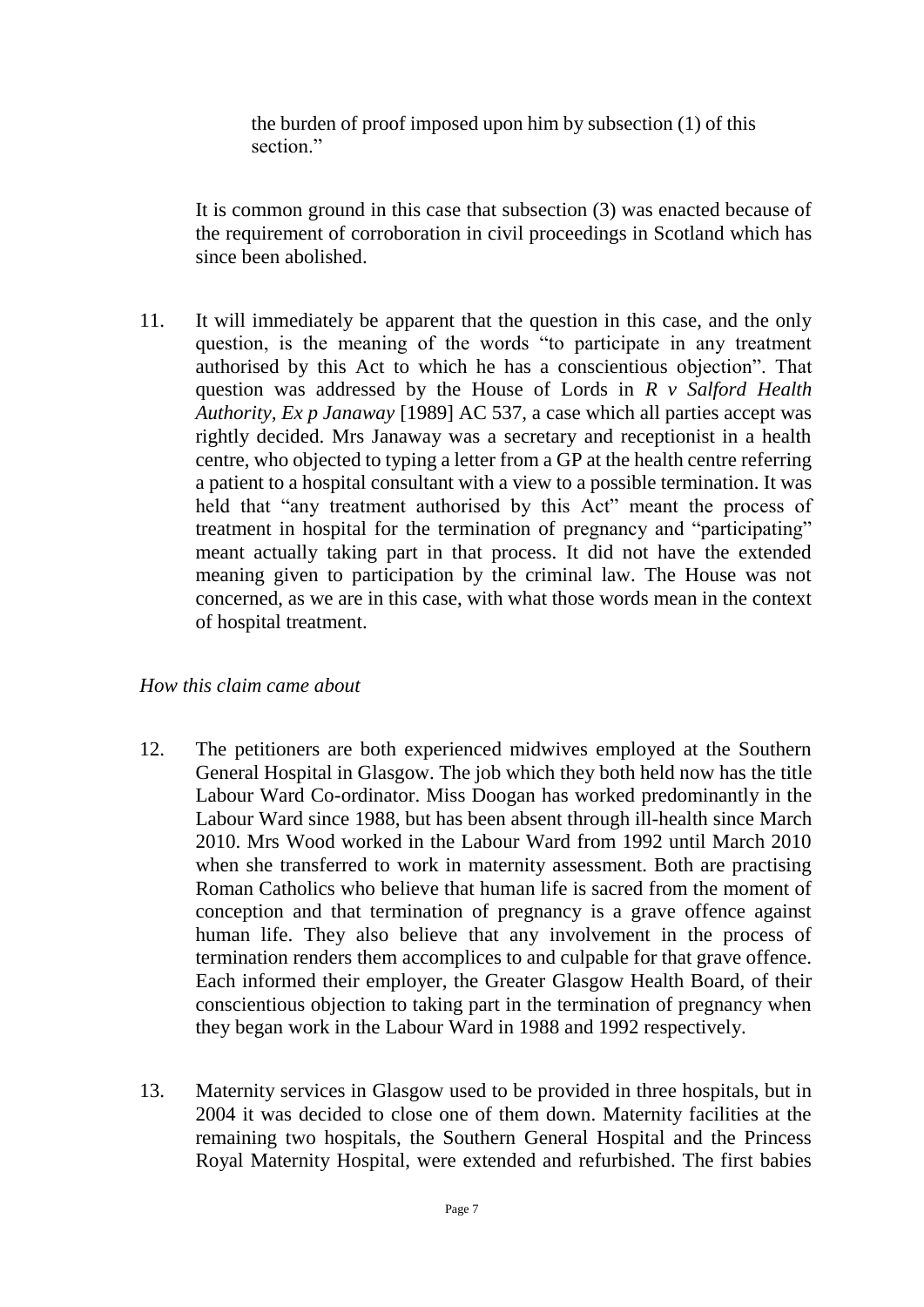the burden of proof imposed upon him by subsection (1) of this section."

It is common ground in this case that subsection (3) was enacted because of the requirement of corroboration in civil proceedings in Scotland which has since been abolished.

11. It will immediately be apparent that the question in this case, and the only question, is the meaning of the words "to participate in any treatment authorised by this Act to which he has a conscientious objection". That question was addressed by the House of Lords in *R v Salford Health Authority, Ex p Janaway* [1989] AC 537, a case which all parties accept was rightly decided. Mrs Janaway was a secretary and receptionist in a health centre, who objected to typing a letter from a GP at the health centre referring a patient to a hospital consultant with a view to a possible termination. It was held that "any treatment authorised by this Act" meant the process of treatment in hospital for the termination of pregnancy and "participating" meant actually taking part in that process. It did not have the extended meaning given to participation by the criminal law. The House was not concerned, as we are in this case, with what those words mean in the context of hospital treatment.

*How this claim came about*

12. The petitioners are both experienced midwives employed at the Southern General Hospital in Glasgow. The job which they both held now has the title Labour Ward Co-ordinator. Miss Doogan has worked predominantly in the Labour Ward since 1988, but has been absent through ill-health since March 2010. Mrs Wood worked in the Labour Ward from 1992 until March 2010 when she transferred to work in maternity assessment. Both are practising Roman Catholics who believe that human life is sacred from the moment of conception and that termination of pregnancy is a grave offence against human life. They also believe that any involvement in the process of termination renders them accomplices to and culpable for that grave offence. Each informed their employer, the Greater Glasgow Health Board, of their conscientious objection to taking part in the termination of pregnancy when they began work in the Labour Ward in 1988 and 1992 respectively.

13. Maternity services in Glasgow used to be provided in three hospitals, but in 2004 it was decided to close one of them down. Maternity facilities at the remaining two hospitals, the Southern General Hospital and the Princess Royal Maternity Hospital, were extended and refurbished. The first babies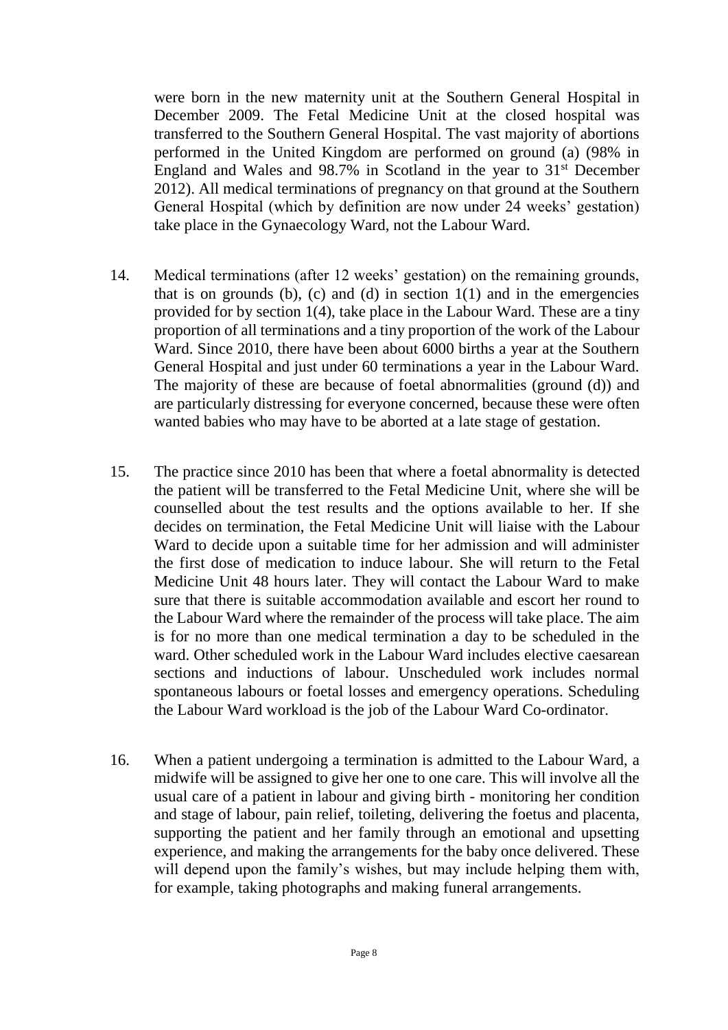were born in the new maternity unit at the Southern General Hospital in December 2009. The Fetal Medicine Unit at the closed hospital was transferred to the Southern General Hospital. The vast majority of abortions performed in the United Kingdom are performed on ground (a) (98% in England and Wales and 98.7% in Scotland in the year to 31st December 2012). All medical terminations of pregnancy on that ground at the Southern General Hospital (which by definition are now under 24 weeks' gestation) take place in the Gynaecology Ward, not the Labour Ward.

14. Medical terminations (after 12 weeks' gestation) on the remaining grounds, that is on grounds (b), (c) and (d) in section 1(1) and in the emergencies provided for by section 1(4), take place in the Labour Ward. These are a tiny proportion of all terminations and a tiny proportion of the work of the Labour Ward. Since 2010, there have been about 6000 births a year at the Southern General Hospital and just under 60 terminations a year in the Labour Ward. The majority of these are because of foetal abnormalities (ground (d)) and are particularly distressing for everyone concerned, because these were often wanted babies who may have to be aborted at a late stage of gestation.

15. The practice since 2010 has been that where a foetal abnormality is detected the patient will be transferred to the Fetal Medicine Unit, where she will be counselled about the test results and the options available to her. If she decides on termination, the Fetal Medicine Unit will liaise with the Labour Ward to decide upon a suitable time for her admission and will administer the first dose of medication to induce labour. She will return to the Fetal Medicine Unit 48 hours later. They will contact the Labour Ward to make sure that there is suitable accommodation available and escort her round to the Labour Ward where the remainder of the process will take place. The aim is for no more than one medical termination a day to be scheduled in the ward. Other scheduled work in the Labour Ward includes elective caesarean sections and inductions of labour. Unscheduled work includes normal spontaneous labours or foetal losses and emergency operations. Scheduling the Labour Ward workload is the job of the Labour Ward Co-ordinator.

16. When a patient undergoing a termination is admitted to the Labour Ward, a midwife will be assigned to give her one to one care. This will involve all the usual care of a patient in labour and giving birth - monitoring her condition and stage of labour, pain relief, toileting, delivering the foetus and placenta, supporting the patient and her family through an emotional and upsetting experience, and making the arrangements for the baby once delivered. These will depend upon the family's wishes, but may include helping them with, for example, taking photographs and making funeral arrangements.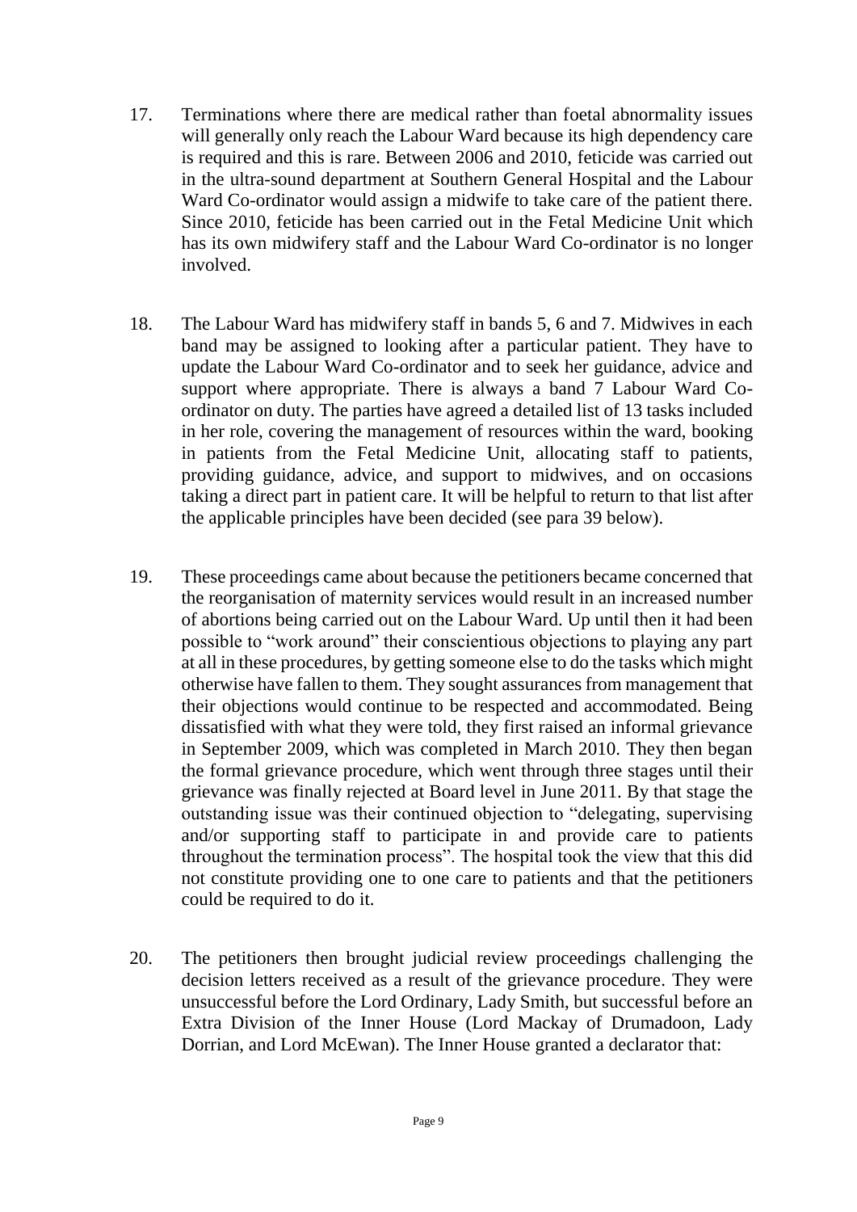17. Terminations where there are medical rather than foetal abnormality issues will generally only reach the Labour Ward because its high dependency care is required and this is rare. Between 2006 and 2010, feticide was carried out in the ultra-sound department at Southern General Hospital and the Labour Ward Co-ordinator would assign a midwife to take care of the patient there. Since 2010, feticide has been carried out in the Fetal Medicine Unit which has its own midwifery staff and the Labour Ward Co-ordinator is no longer involved.

18. The Labour Ward has midwifery staff in bands 5, 6 and 7. Midwives in each band may be assigned to looking after a particular patient. They have to update the Labour Ward Co-ordinator and to seek her guidance, advice and support where appropriate. There is always a band 7 Labour Ward Co-ordinator on duty. The parties have agreed a detailed list of 13 tasks included in her role, covering the management of resources within the ward, booking in patients from the Fetal Medicine Unit, allocating staff to patients, providing guidance, advice, and support to midwives, and on occasions taking a direct part in patient care. It will be helpful to return to that list after the applicable principles have been decided (see para 39 below).

19. These proceedings came about because the petitioners became concerned that the reorganisation of maternity services would result in an increased number of abortions being carried out on the Labour Ward. Up until then it had been possible to "work around" their conscientious objections to playing any part at all in these procedures, by getting someone else to do the tasks which might otherwise have fallen to them. They sought assurances from management that their objections would continue to be respected and accommodated. Being dissatisfied with what they were told, they first raised an informal grievance in September 2009, which was completed in March 2010. They then began the formal grievance procedure, which went through three stages until their grievance was finally rejected at Board level in June 2011. By that stage the outstanding issue was their continued objection to "delegating, supervising and/or supporting staff to participate in and provide care to patients throughout the termination process". The hospital took the view that this did not constitute providing one to one care to patients and that the petitioners could be required to do it.

20. The petitioners then brought judicial review proceedings challenging the decision letters received as a result of the grievance procedure. They were unsuccessful before the Lord Ordinary, Lady Smith, but successful before an Extra Division of the Inner House (Lord Mackay of Drumadoon, Lady Dorrian, and Lord McEwan). The Inner House granted a declarator that: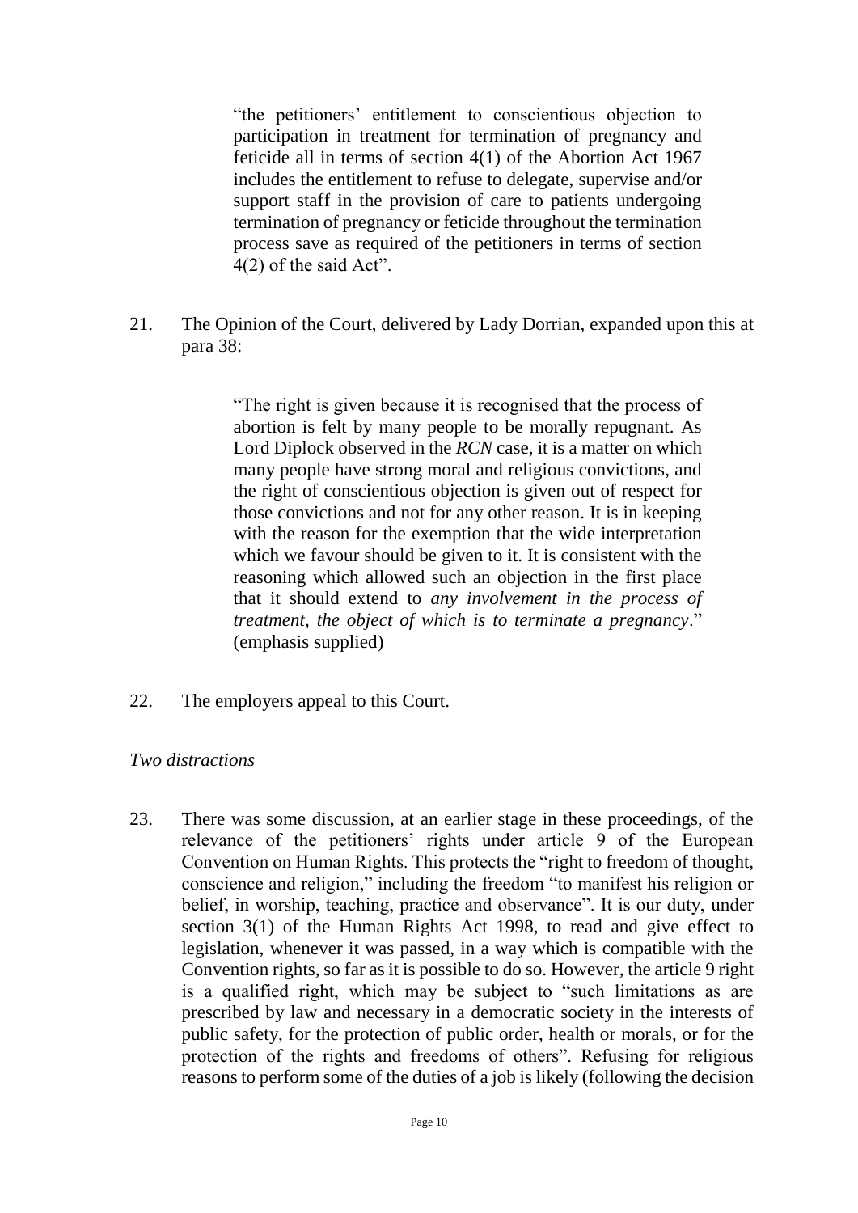> "the petitioners' entitlement to conscientious objection to participation in treatment for termination of pregnancy and feticide all in terms of section 4(1) of the Abortion Act 1967 includes the entitlement to refuse to delegate, supervise and/or support staff in the provision of care to patients undergoing termination of pregnancy or feticide throughout the termination process save as required of the petitioners in terms of section 4(2) of the said Act".

21. The Opinion of the Court, delivered by Lady Dorrian, expanded upon this at para 38:

> "The right is given because it is recognised that the process of abortion is felt by many people to be morally repugnant. As Lord Diplock observed in the *RCN* case, it is a matter on which many people have strong moral and religious convictions, and the right of conscientious objection is given out of respect for those convictions and not for any other reason. It is in keeping with the reason for the exemption that the wide interpretation which we favour should be given to it. It is consistent with the reasoning which allowed such an objection in the first place that it should extend to *any involvement in the process of treatment, the object of which is to terminate a pregnancy*." (emphasis supplied)

22. The employers appeal to this Court.

*Two distractions*

23. There was some discussion, at an earlier stage in these proceedings, of the relevance of the petitioners' rights under article 9 of the European Convention on Human Rights. This protects the "right to freedom of thought, conscience and religion," including the freedom "to manifest his religion or belief, in worship, teaching, practice and observance". It is our duty, under section 3(1) of the Human Rights Act 1998, to read and give effect to legislation, whenever it was passed, in a way which is compatible with the Convention rights, so far as it is possible to do so. However, the article 9 right is a qualified right, which may be subject to "such limitations as are prescribed by law and necessary in a democratic society in the interests of public safety, for the protection of public order, health or morals, or for the protection of the rights and freedoms of others". Refusing for religious reasons to perform some of the duties of a job is likely (following the decision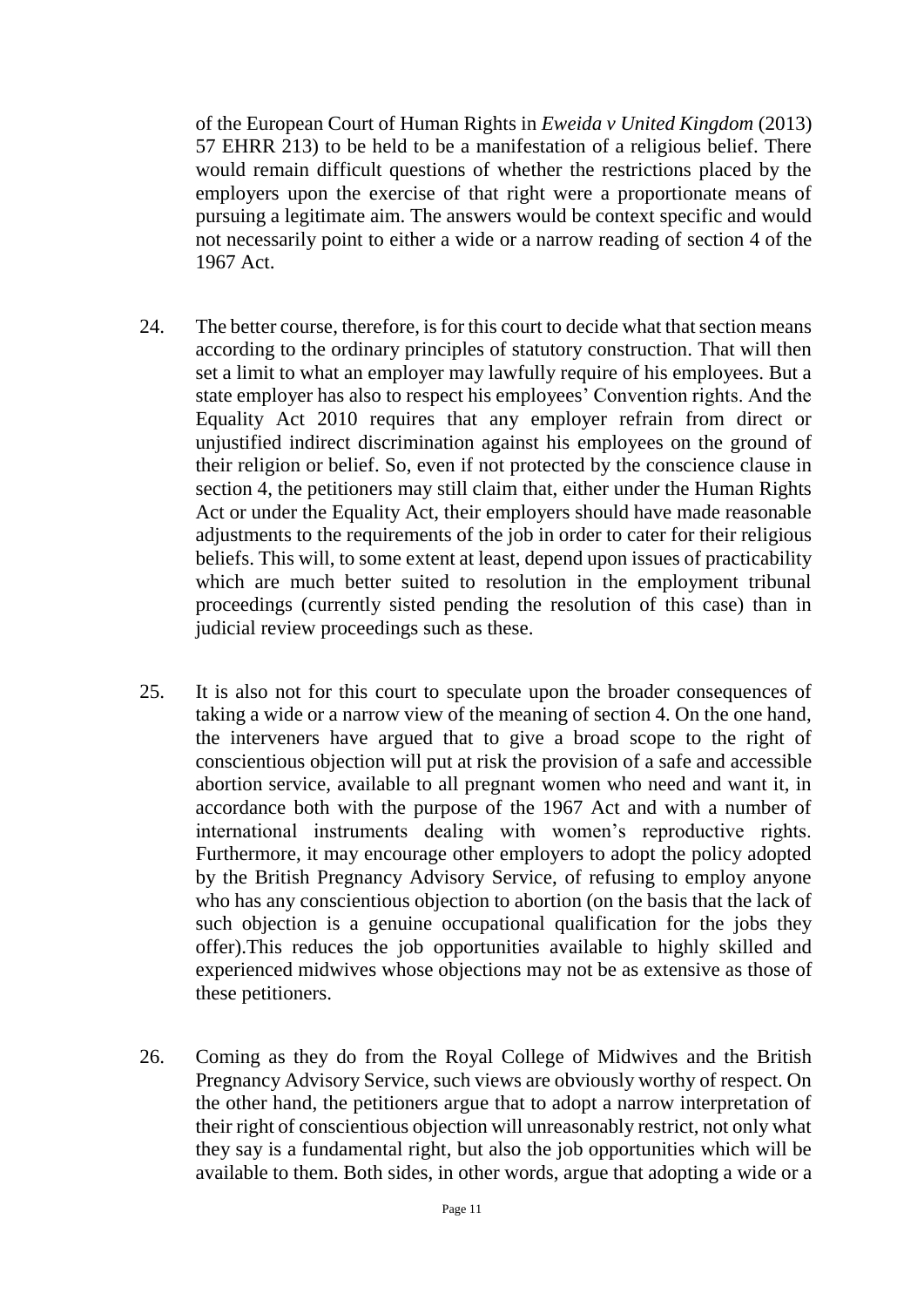of the European Court of Human Rights in *Eweida v United Kingdom* (2013) 57 EHRR 213) to be held to be a manifestation of a religious belief. There would remain difficult questions of whether the restrictions placed by the employers upon the exercise of that right were a proportionate means of pursuing a legitimate aim. The answers would be context specific and would not necessarily point to either a wide or a narrow reading of section 4 of the 1967 Act.

24. The better course, therefore, is for this court to decide what that section means according to the ordinary principles of statutory construction. That will then set a limit to what an employer may lawfully require of his employees. But a state employer has also to respect his employees' Convention rights. And the Equality Act 2010 requires that any employer refrain from direct or unjustified indirect discrimination against his employees on the ground of their religion or belief. So, even if not protected by the conscience clause in section 4, the petitioners may still claim that, either under the Human Rights Act or under the Equality Act, their employers should have made reasonable adjustments to the requirements of the job in order to cater for their religious beliefs. This will, to some extent at least, depend upon issues of practicability which are much better suited to resolution in the employment tribunal proceedings (currently sisted pending the resolution of this case) than in judicial review proceedings such as these.

25. It is also not for this court to speculate upon the broader consequences of taking a wide or a narrow view of the meaning of section 4. On the one hand, the interveners have argued that to give a broad scope to the right of conscientious objection will put at risk the provision of a safe and accessible abortion service, available to all pregnant women who need and want it, in accordance both with the purpose of the 1967 Act and with a number of international instruments dealing with women's reproductive rights. Furthermore, it may encourage other employers to adopt the policy adopted by the British Pregnancy Advisory Service, of refusing to employ anyone who has any conscientious objection to abortion (on the basis that the lack of such objection is a genuine occupational qualification for the jobs they offer).This reduces the job opportunities available to highly skilled and experienced midwives whose objections may not be as extensive as those of these petitioners.

26. Coming as they do from the Royal College of Midwives and the British Pregnancy Advisory Service, such views are obviously worthy of respect. On the other hand, the petitioners argue that to adopt a narrow interpretation of their right of conscientious objection will unreasonably restrict, not only what they say is a fundamental right, but also the job opportunities which will be available to them. Both sides, in other words, argue that adopting a wide or a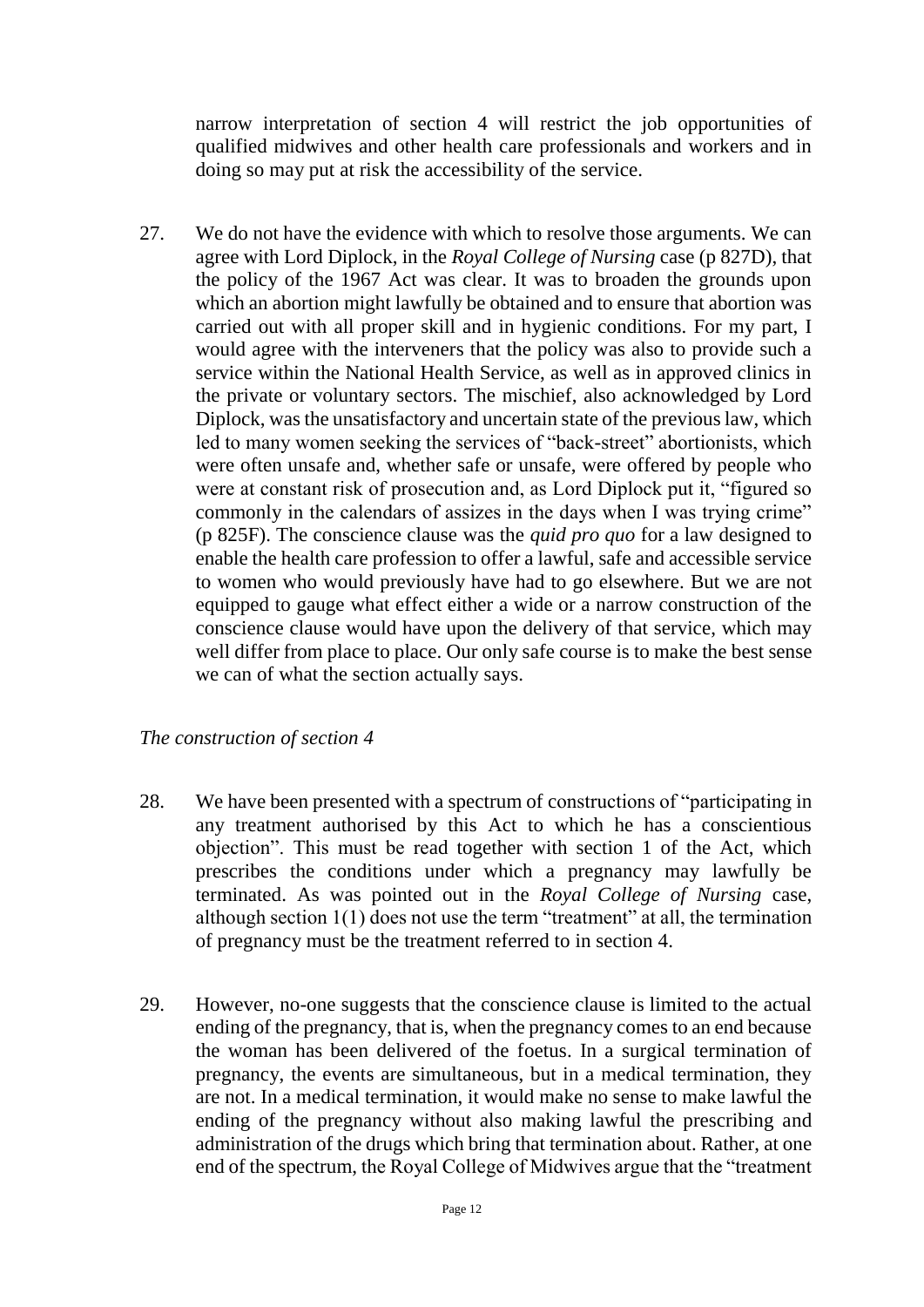narrow interpretation of section 4 will restrict the job opportunities of qualified midwives and other health care professionals and workers and in doing so may put at risk the accessibility of the service.

27. We do not have the evidence with which to resolve those arguments. We can agree with Lord Diplock, in the *Royal College of Nursing* case (p 827D), that the policy of the 1967 Act was clear. It was to broaden the grounds upon which an abortion might lawfully be obtained and to ensure that abortion was carried out with all proper skill and in hygienic conditions. For my part, I would agree with the interveners that the policy was also to provide such a service within the National Health Service, as well as in approved clinics in the private or voluntary sectors. The mischief, also acknowledged by Lord Diplock, was the unsatisfactory and uncertain state of the previous law, which led to many women seeking the services of "back-street" abortionists, which were often unsafe and, whether safe or unsafe, were offered by people who were at constant risk of prosecution and, as Lord Diplock put it, "figured so commonly in the calendars of assizes in the days when I was trying crime" (p 825F). The conscience clause was the *quid pro quo* for a law designed to enable the health care profession to offer a lawful, safe and accessible service to women who would previously have had to go elsewhere. But we are not equipped to gauge what effect either a wide or a narrow construction of the conscience clause would have upon the delivery of that service, which may well differ from place to place. Our only safe course is to make the best sense we can of what the section actually says.

*The construction of section 4*

28. We have been presented with a spectrum of constructions of "participating in any treatment authorised by this Act to which he has a conscientious objection". This must be read together with section 1 of the Act, which prescribes the conditions under which a pregnancy may lawfully be terminated. As was pointed out in the *Royal College of Nursing* case, although section 1(1) does not use the term "treatment" at all, the termination of pregnancy must be the treatment referred to in section 4.

29. However, no-one suggests that the conscience clause is limited to the actual ending of the pregnancy, that is, when the pregnancy comes to an end because the woman has been delivered of the foetus. In a surgical termination of pregnancy, the events are simultaneous, but in a medical termination, they are not. In a medical termination, it would make no sense to make lawful the ending of the pregnancy without also making lawful the prescribing and administration of the drugs which bring that termination about. Rather, at one end of the spectrum, the Royal College of Midwives argue that the "treatment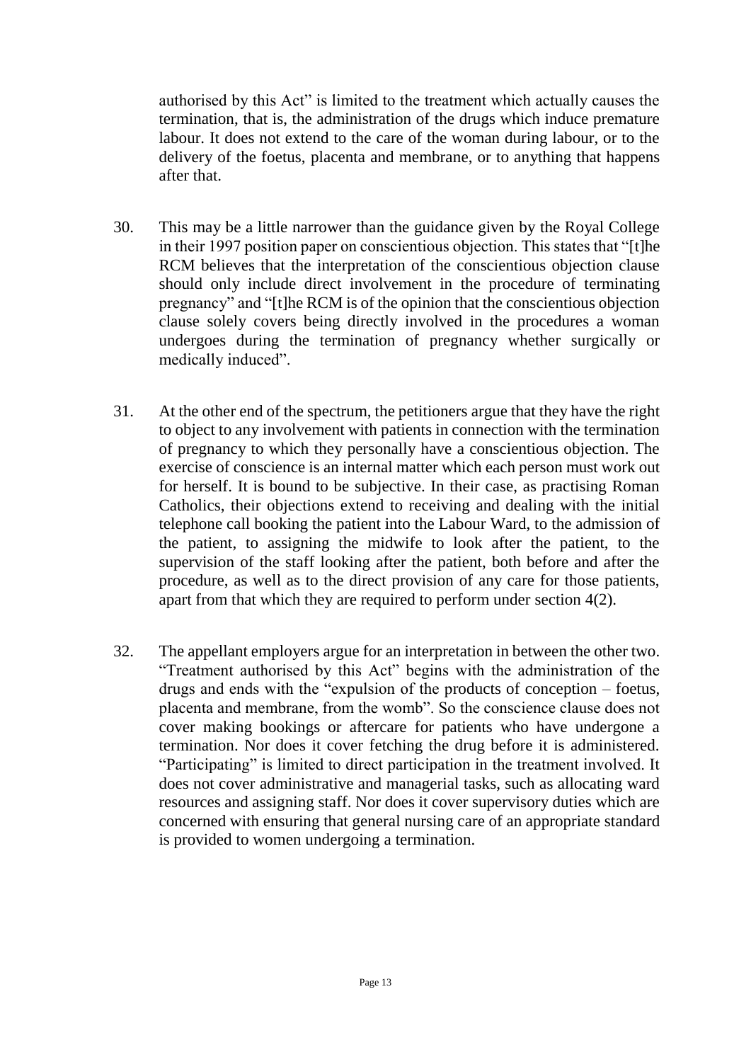authorised by this Act" is limited to the treatment which actually causes the termination, that is, the administration of the drugs which induce premature labour. It does not extend to the care of the woman during labour, or to the delivery of the foetus, placenta and membrane, or to anything that happens after that.

30. This may be a little narrower than the guidance given by the Royal College in their 1997 position paper on conscientious objection. This states that "[t]he RCM believes that the interpretation of the conscientious objection clause should only include direct involvement in the procedure of terminating pregnancy" and "[t]he RCM is of the opinion that the conscientious objection clause solely covers being directly involved in the procedures a woman undergoes during the termination of pregnancy whether surgically or medically induced".

31. At the other end of the spectrum, the petitioners argue that they have the right to object to any involvement with patients in connection with the termination of pregnancy to which they personally have a conscientious objection. The exercise of conscience is an internal matter which each person must work out for herself. It is bound to be subjective. In their case, as practising Roman Catholics, their objections extend to receiving and dealing with the initial telephone call booking the patient into the Labour Ward, to the admission of the patient, to assigning the midwife to look after the patient, to the supervision of the staff looking after the patient, both before and after the procedure, as well as to the direct provision of any care for those patients, apart from that which they are required to perform under section 4(2).

32. The appellant employers argue for an interpretation in between the other two. "Treatment authorised by this Act" begins with the administration of the drugs and ends with the "expulsion of the products of conception – foetus, placenta and membrane, from the womb". So the conscience clause does not cover making bookings or aftercare for patients who have undergone a termination. Nor does it cover fetching the drug before it is administered. "Participating" is limited to direct participation in the treatment involved. It does not cover administrative and managerial tasks, such as allocating ward resources and assigning staff. Nor does it cover supervisory duties which are concerned with ensuring that general nursing care of an appropriate standard is provided to women undergoing a termination.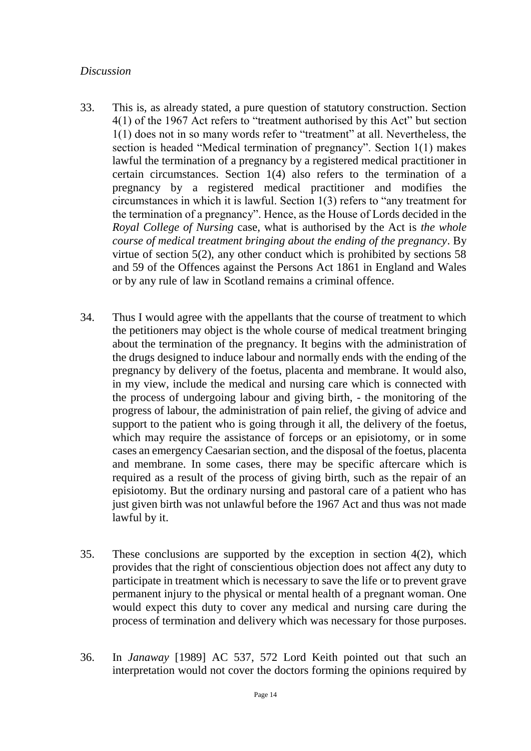*Discussion*

33. This is, as already stated, a pure question of statutory construction. Section 4(1) of the 1967 Act refers to "treatment authorised by this Act" but section 1(1) does not in so many words refer to "treatment" at all. Nevertheless, the section is headed "Medical termination of pregnancy". Section 1(1) makes lawful the termination of a pregnancy by a registered medical practitioner in certain circumstances. Section 1(4) also refers to the termination of a pregnancy by a registered medical practitioner and modifies the circumstances in which it is lawful. Section 1(3) refers to "any treatment for the termination of a pregnancy". Hence, as the House of Lords decided in the *Royal College of Nursing* case, what is authorised by the Act is *the whole course of medical treatment bringing about the ending of the pregnancy*. By virtue of section 5(2), any other conduct which is prohibited by sections 58 and 59 of the Offences against the Persons Act 1861 in England and Wales or by any rule of law in Scotland remains a criminal offence.

34. Thus I would agree with the appellants that the course of treatment to which the petitioners may object is the whole course of medical treatment bringing about the termination of the pregnancy. It begins with the administration of the drugs designed to induce labour and normally ends with the ending of the pregnancy by delivery of the foetus, placenta and membrane. It would also, in my view, include the medical and nursing care which is connected with the process of undergoing labour and giving birth, - the monitoring of the progress of labour, the administration of pain relief, the giving of advice and support to the patient who is going through it all, the delivery of the foetus, which may require the assistance of forceps or an episiotomy, or in some cases an emergency Caesarian section, and the disposal of the foetus, placenta and membrane. In some cases, there may be specific aftercare which is required as a result of the process of giving birth, such as the repair of an episiotomy. But the ordinary nursing and pastoral care of a patient who has just given birth was not unlawful before the 1967 Act and thus was not made lawful by it.

35. These conclusions are supported by the exception in section 4(2), which provides that the right of conscientious objection does not affect any duty to participate in treatment which is necessary to save the life or to prevent grave permanent injury to the physical or mental health of a pregnant woman. One would expect this duty to cover any medical and nursing care during the process of termination and delivery which was necessary for those purposes.

36. In *Janaway* [1989] AC 537, 572 Lord Keith pointed out that such an interpretation would not cover the doctors forming the opinions required by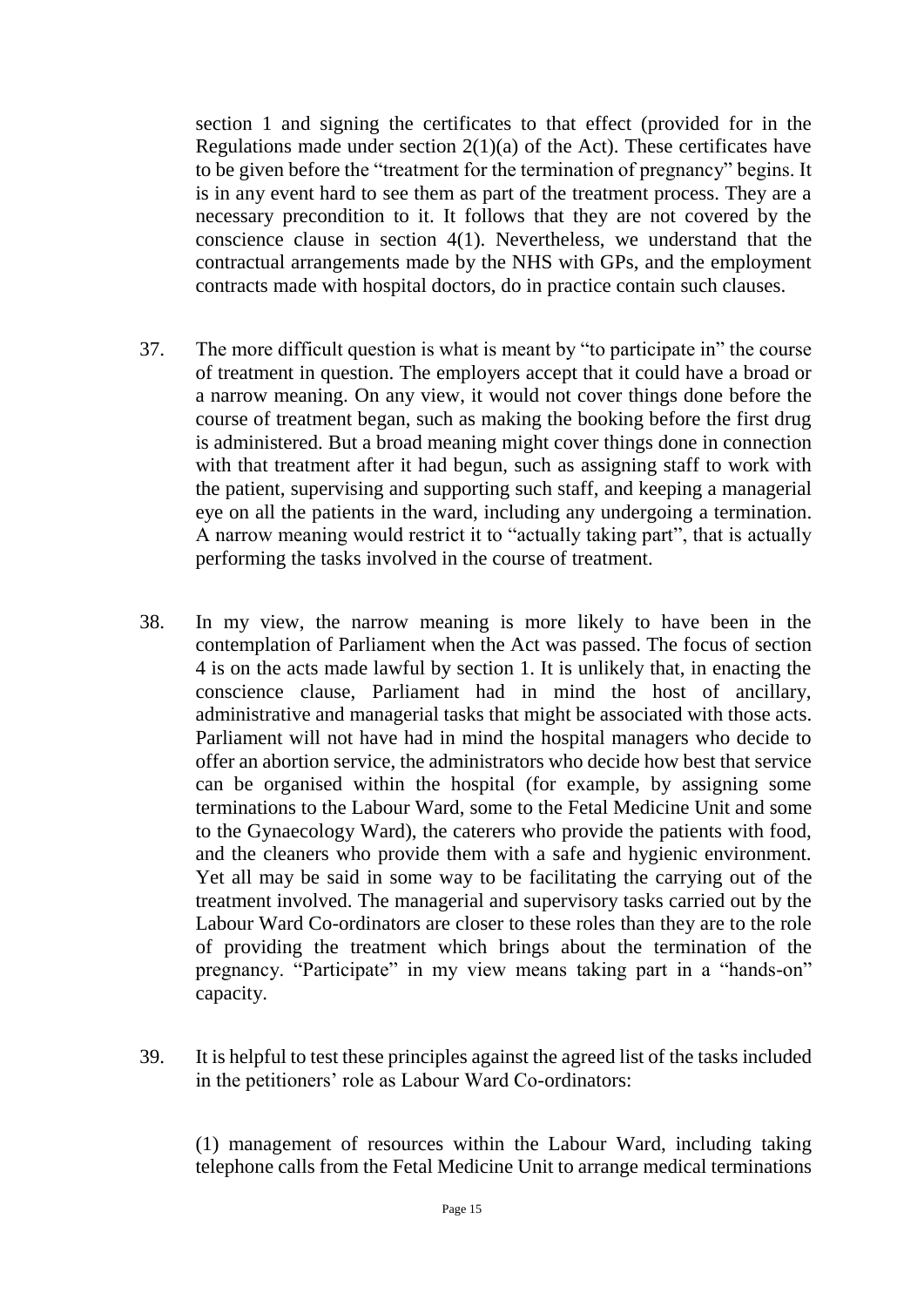section 1 and signing the certificates to that effect (provided for in the Regulations made under section 2(1)(a) of the Act). These certificates have to be given before the "treatment for the termination of pregnancy" begins. It is in any event hard to see them as part of the treatment process. They are a necessary precondition to it. It follows that they are not covered by the conscience clause in section 4(1). Nevertheless, we understand that the contractual arrangements made by the NHS with GPs, and the employment contracts made with hospital doctors, do in practice contain such clauses.

37. The more difficult question is what is meant by "to participate in" the course of treatment in question. The employers accept that it could have a broad or a narrow meaning. On any view, it would not cover things done before the course of treatment began, such as making the booking before the first drug is administered. But a broad meaning might cover things done in connection with that treatment after it had begun, such as assigning staff to work with the patient, supervising and supporting such staff, and keeping a managerial eye on all the patients in the ward, including any undergoing a termination. A narrow meaning would restrict it to "actually taking part", that is actually performing the tasks involved in the course of treatment.

38. In my view, the narrow meaning is more likely to have been in the contemplation of Parliament when the Act was passed. The focus of section 4 is on the acts made lawful by section 1. It is unlikely that, in enacting the conscience clause, Parliament had in mind the host of ancillary, administrative and managerial tasks that might be associated with those acts. Parliament will not have had in mind the hospital managers who decide to offer an abortion service, the administrators who decide how best that service can be organised within the hospital (for example, by assigning some terminations to the Labour Ward, some to the Fetal Medicine Unit and some to the Gynaecology Ward), the caterers who provide the patients with food, and the cleaners who provide them with a safe and hygienic environment. Yet all may be said in some way to be facilitating the carrying out of the treatment involved. The managerial and supervisory tasks carried out by the Labour Ward Co-ordinators are closer to these roles than they are to the role of providing the treatment which brings about the termination of the pregnancy. "Participate" in my view means taking part in a "hands-on" capacity.

39. It is helpful to test these principles against the agreed list of the tasks included in the petitioners' role as Labour Ward Co-ordinators:

(1) management of resources within the Labour Ward, including taking telephone calls from the Fetal Medicine Unit to arrange medical terminations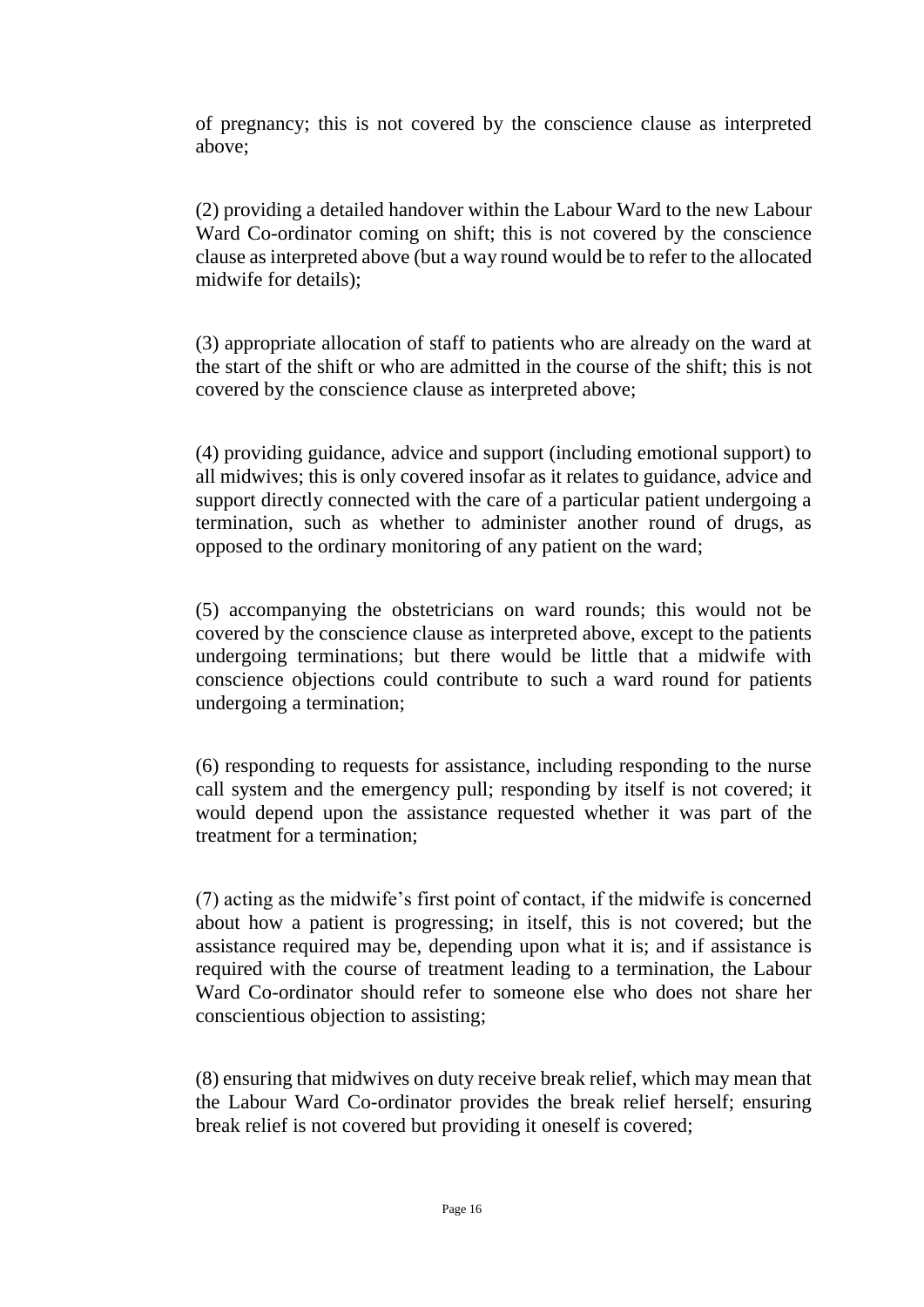of pregnancy; this is not covered by the conscience clause as interpreted above;

(2) providing a detailed handover within the Labour Ward to the new Labour Ward Co-ordinator coming on shift; this is not covered by the conscience clause as interpreted above (but a way round would be to refer to the allocated midwife for details);

(3) appropriate allocation of staff to patients who are already on the ward at the start of the shift or who are admitted in the course of the shift; this is not covered by the conscience clause as interpreted above;

(4) providing guidance, advice and support (including emotional support) to all midwives; this is only covered insofar as it relates to guidance, advice and support directly connected with the care of a particular patient undergoing a termination, such as whether to administer another round of drugs, as opposed to the ordinary monitoring of any patient on the ward;

(5) accompanying the obstetricians on ward rounds; this would not be covered by the conscience clause as interpreted above, except to the patients undergoing terminations; but there would be little that a midwife with conscience objections could contribute to such a ward round for patients undergoing a termination;

(6) responding to requests for assistance, including responding to the nurse call system and the emergency pull; responding by itself is not covered; it would depend upon the assistance requested whether it was part of the treatment for a termination;

(7) acting as the midwife's first point of contact, if the midwife is concerned about how a patient is progressing; in itself, this is not covered; but the assistance required may be, depending upon what it is; and if assistance is required with the course of treatment leading to a termination, the Labour Ward Co-ordinator should refer to someone else who does not share her conscientious objection to assisting;

(8) ensuring that midwives on duty receive break relief, which may mean that the Labour Ward Co-ordinator provides the break relief herself; ensuring break relief is not covered but providing it oneself is covered;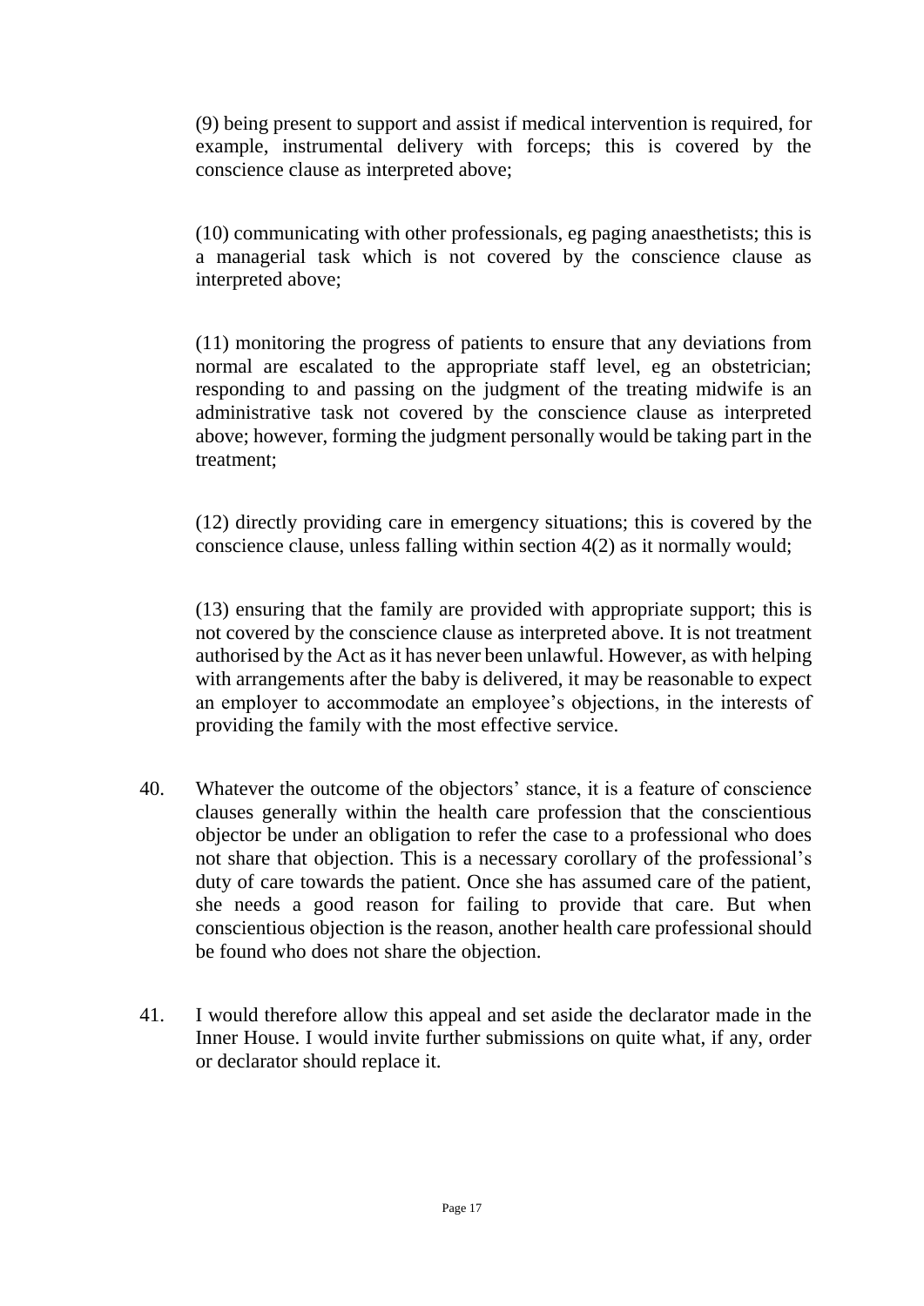(9) being present to support and assist if medical intervention is required, for example, instrumental delivery with forceps; this is covered by the conscience clause as interpreted above;

(10) communicating with other professionals, eg paging anaesthetists; this is a managerial task which is not covered by the conscience clause as interpreted above;

(11) monitoring the progress of patients to ensure that any deviations from normal are escalated to the appropriate staff level, eg an obstetrician; responding to and passing on the judgment of the treating midwife is an administrative task not covered by the conscience clause as interpreted above; however, forming the judgment personally would be taking part in the treatment;

(12) directly providing care in emergency situations; this is covered by the conscience clause, unless falling within section 4(2) as it normally would;

(13) ensuring that the family are provided with appropriate support; this is not covered by the conscience clause as interpreted above. It is not treatment authorised by the Act as it has never been unlawful. However, as with helping with arrangements after the baby is delivered, it may be reasonable to expect an employer to accommodate an employee's objections, in the interests of providing the family with the most effective service.

40. Whatever the outcome of the objectors' stance, it is a feature of conscience clauses generally within the health care profession that the conscientious objector be under an obligation to refer the case to a professional who does not share that objection. This is a necessary corollary of the professional's duty of care towards the patient. Once she has assumed care of the patient, she needs a good reason for failing to provide that care. But when conscientious objection is the reason, another health care professional should be found who does not share the objection.

41. I would therefore allow this appeal and set aside the declarator made in the Inner House. I would invite further submissions on quite what, if any, order or declarator should replace it.